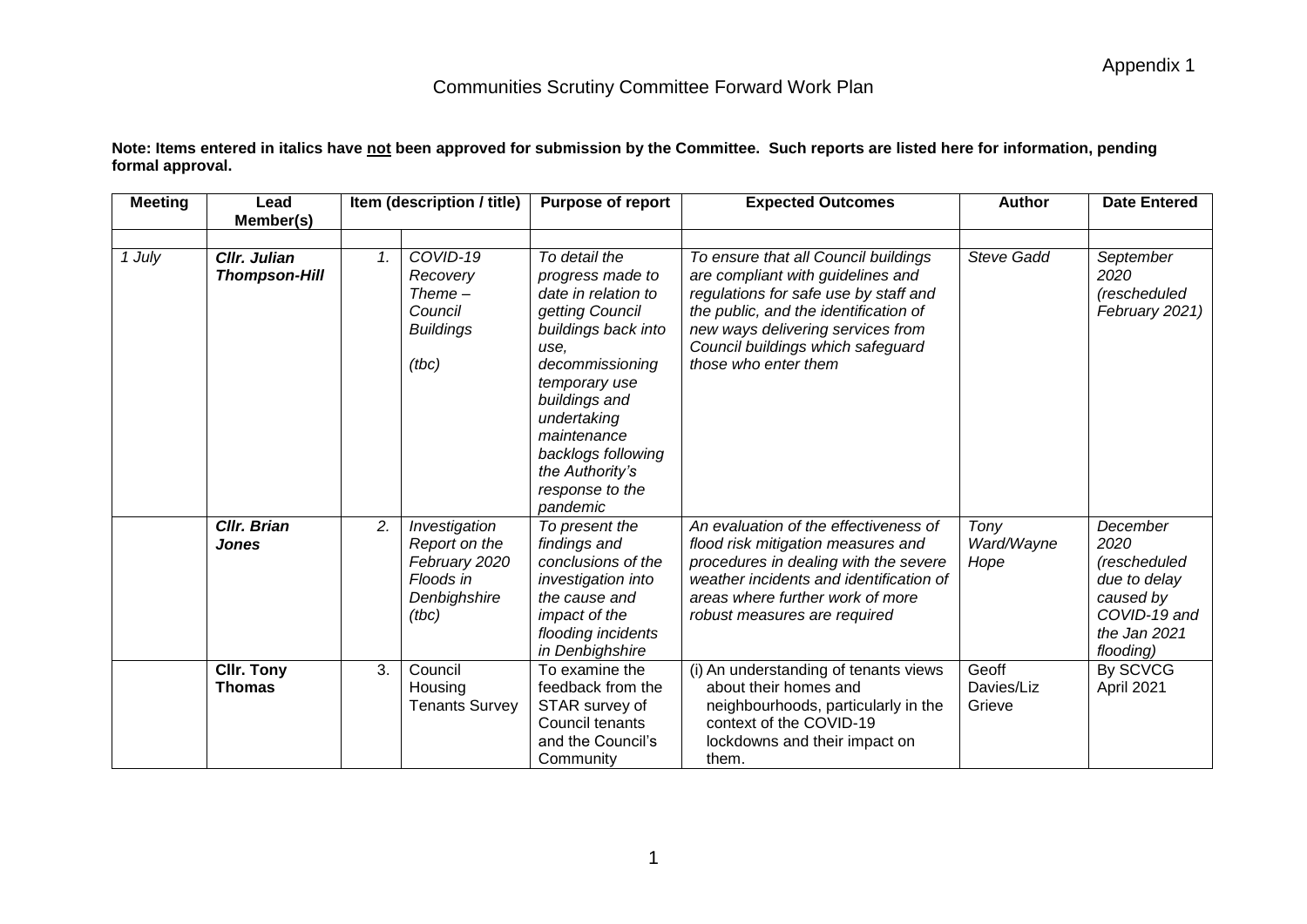Appendix 1

# Communities Scrutiny Committee Forward Work Plan

**Note: Items entered in italics have not been approved for submission by the Committee. Such reports are listed here for information, pending formal approval.**

| Meeting | Lead Member(s) | Item (description / title) | | Purpose of report | Expected Outcomes | Author | Date Entered |
|---|---|---|---|---|---|---|---|
| | | | | | | | |
| *1 July* | ***Cllr. Julian Thompson-Hill*** | *1.* | *COVID-19 Recovery Theme – Council Buildings (tbc)* | *To detail the progress made to date in relation to getting Council buildings back into use, decommissioning temporary use buildings and undertaking maintenance backlogs following the Authority's response to the pandemic* | *To ensure that all Council buildings are compliant with guidelines and regulations for safe use by staff and the public, and the identification of new ways delivering services from Council buildings which safeguard those who enter them* | *Steve Gadd* | *September 2020 (rescheduled February 2021)* |
| | ***Cllr. Brian Jones*** | *2.* | *Investigation Report on the February 2020 Floods in Denbighshire (tbc)* | *To present the findings and conclusions of the investigation into the cause and impact of the flooding incidents in Denbighshire* | *An evaluation of the effectiveness of flood risk mitigation measures and procedures in dealing with the severe weather incidents and identification of areas where further work of more robust measures are required* | *Tony Ward/Wayne Hope* | *December 2020 (rescheduled due to delay caused by COVID-19 and the Jan 2021 flooding)* |
| | **Cllr. Tony Thomas** | 3. | Council Housing Tenants Survey | To examine the feedback from the STAR survey of Council tenants and the Council's Community | (i) An understanding of tenants views about their homes and neighbourhoods, particularly in the context of the COVID-19 lockdowns and their impact on them. | Geoff Davies/Liz Grieve | By SCVCG April 2021 |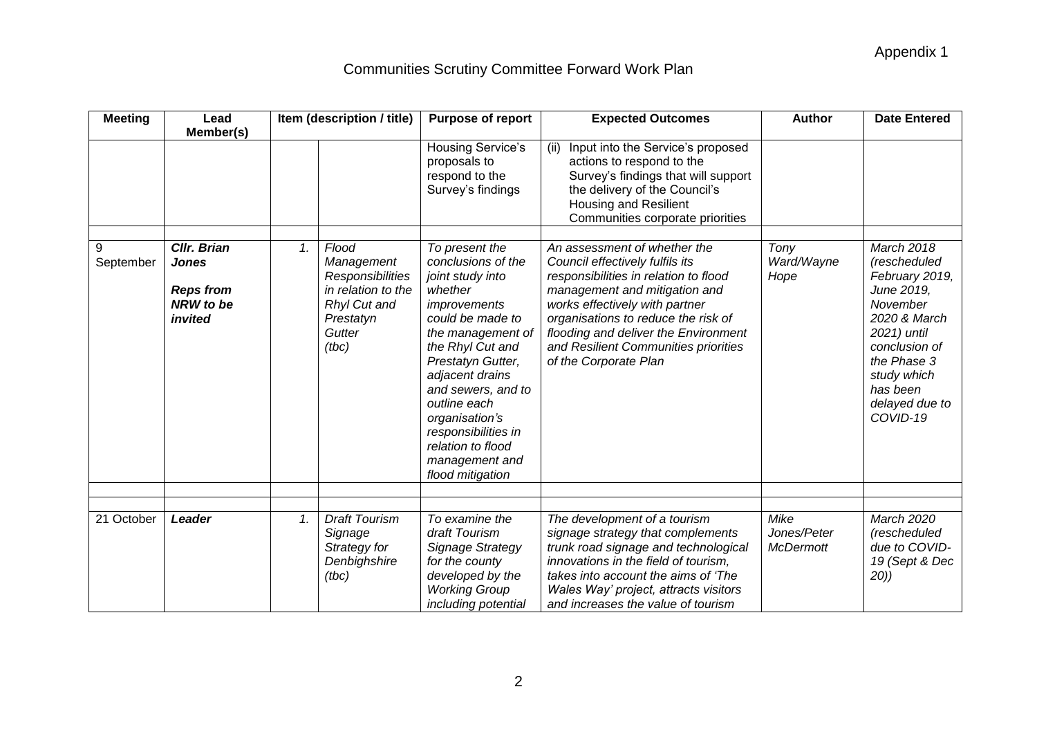Appendix 1

# Communities Scrutiny Committee Forward Work Plan

| Meeting | Lead Member(s) | Item (description / title) | | Purpose of report | Expected Outcomes | Author | Date Entered |
|---|---|---|---|---|---|---|---|
| | | | | Housing Service's proposals to respond to the Survey's findings | (ii) Input into the Service's proposed actions to respond to the Survey's findings that will support the delivery of the Council's Housing and Resilient Communities corporate priorities | | |
| | | | | | | | |
| 9 September | ***Cllr. Brian Jones*** ***Reps from NRW to be invited*** | *1.* | *Flood Management Responsibilities in relation to the Rhyl Cut and Prestatyn Gutter (tbc)* | *To present the conclusions of the joint study into whether improvements could be made to the management of the Rhyl Cut and Prestatyn Gutter, adjacent drains and sewers, and to outline each organisation's responsibilities in relation to flood management and flood mitigation* | *An assessment of whether the Council effectively fulfils its responsibilities in relation to flood management and mitigation and works effectively with partner organisations to reduce the risk of flooding and deliver the Environment and Resilient Communities priorities of the Corporate Plan* | *Tony Ward/Wayne Hope* | *March 2018 (rescheduled February 2019, June 2019, November 2020 & March 2021) until conclusion of the Phase 3 study which has been delayed due to COVID-19* |
| | | | | | | | |
| | | | | | | | |
| 21 October | ***Leader*** | *1.* | *Draft Tourism Signage Strategy for Denbighshire (tbc)* | *To examine the draft Tourism Signage Strategy for the county developed by the Working Group including potential* | *The development of a tourism signage strategy that complements trunk road signage and technological innovations in the field of tourism, takes into account the aims of 'The Wales Way' project, attracts visitors and increases the value of tourism* | *Mike Jones/Peter McDermott* | *March 2020 (rescheduled due to COVID-19 (Sept & Dec 20))* |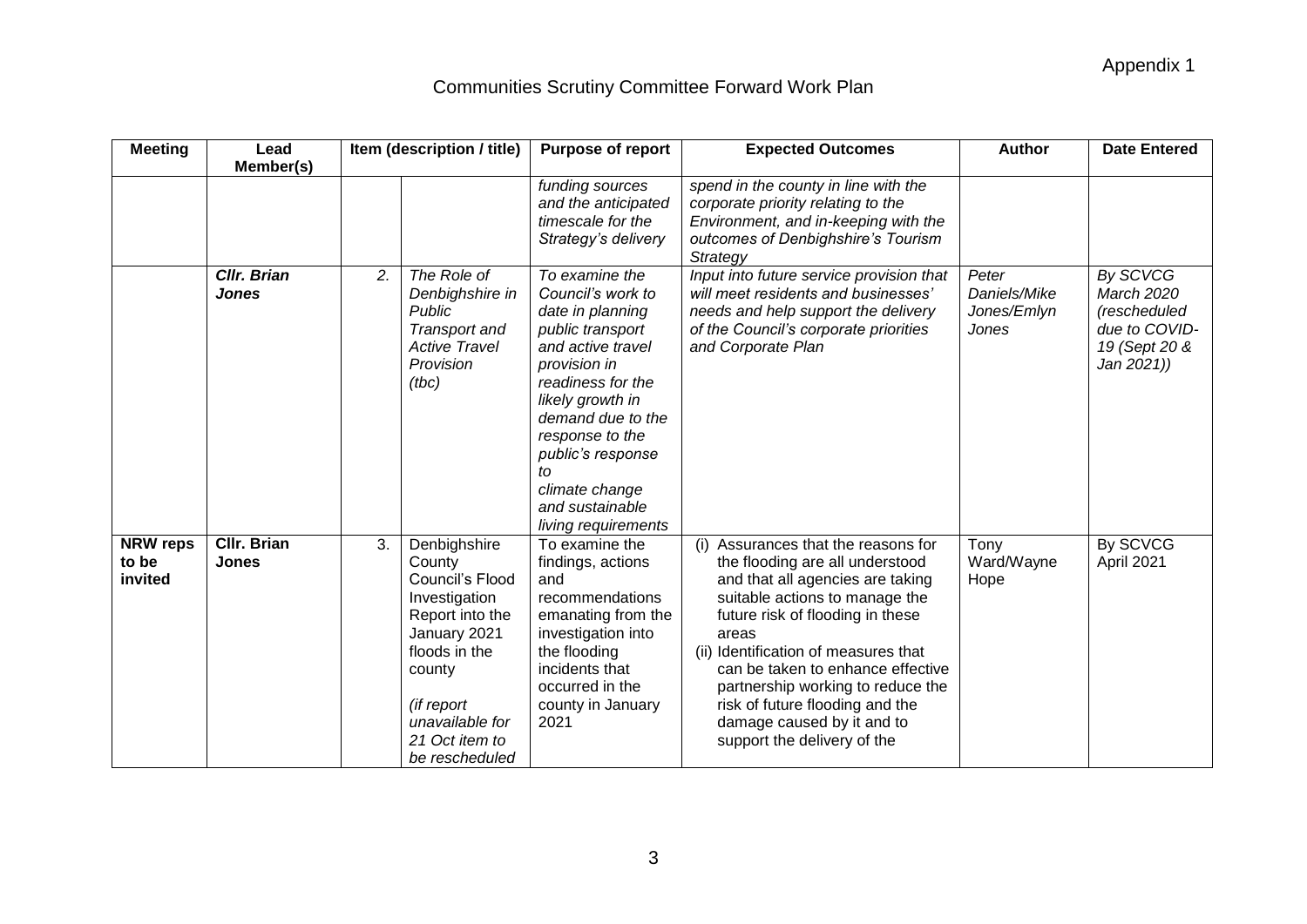Appendix 1

# Communities Scrutiny Committee Forward Work Plan

| Meeting | Lead Member(s) | Item (description / title) | | Purpose of report | Expected Outcomes | Author | Date Entered |
|---|---|---|---|---|---|---|---|
| | | | | *funding sources and the anticipated timescale for the Strategy's delivery* | *spend in the county in line with the corporate priority relating to the Environment, and in-keeping with the outcomes of Denbighshire's Tourism Strategy* | | |
| | ***Cllr. Brian Jones*** | *2.* | *The Role of Denbighshire in Public Transport and Active Travel Provision (tbc)* | *To examine the Council's work to date in planning public transport and active travel provision in readiness for the likely growth in demand due to the response to the public's response to climate change and sustainable living requirements* | *Input into future service provision that will meet residents and businesses' needs and help support the delivery of the Council's corporate priorities and Corporate Plan* | *Peter Daniels/Mike Jones/Emlyn Jones* | *By SCVCG March 2020 (rescheduled due to COVID-19 (Sept 20 & Jan 2021))* |
| **NRW reps to be invited** | **Cllr. Brian Jones** | 3. | Denbighshire County Council's Flood Investigation Report into the January 2021 floods in the county *(if report unavailable for 21 Oct item to be rescheduled* | To examine the findings, actions and recommendations emanating from the investigation into the flooding incidents that occurred in the county in January 2021 | (i) Assurances that the reasons for the flooding are all understood and that all agencies are taking suitable actions to manage the future risk of flooding in these areas<br>(ii) Identification of measures that can be taken to enhance effective partnership working to reduce the risk of future flooding and the damage caused by it and to support the delivery of the | Tony Ward/Wayne Hope | By SCVCG April 2021 |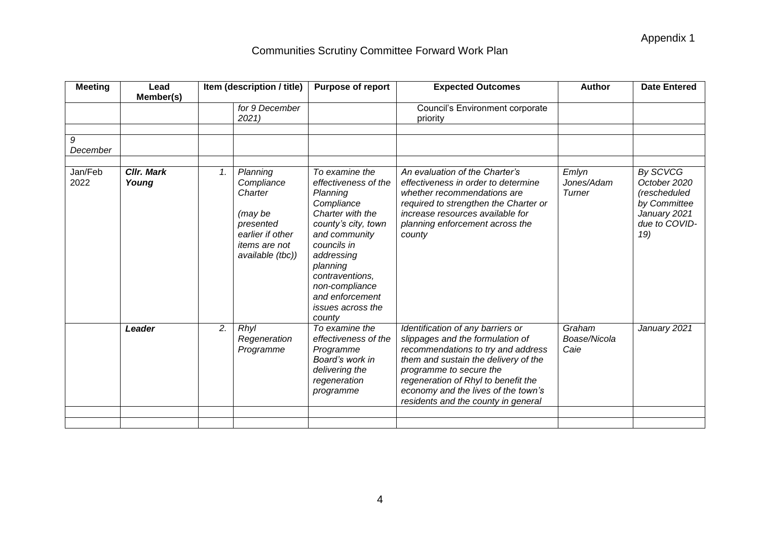Appendix 1

# Communities Scrutiny Committee Forward Work Plan

| Meeting | Lead Member(s) | Item (description / title) | | Purpose of report | Expected Outcomes | Author | Date Entered |
|---|---|---|---|---|---|---|---|
| | | | *for 9 December 2021)* | | Council's Environment corporate priority | | |
| | | | | | | | |
| *9 December* | | | | | | | |
| | | | | | | | |
| Jan/Feb 2022 | ***Cllr. Mark Young*** | *1.* | *Planning Compliance Charter (may be presented earlier if other items are not available (tbc))* | *To examine the effectiveness of the Planning Compliance Charter with the county's city, town and community councils in addressing planning contraventions, non-compliance and enforcement issues across the county* | *An evaluation of the Charter's effectiveness in order to determine whether recommendations are required to strengthen the Charter or increase resources available for planning enforcement across the county* | *Emlyn Jones/Adam Turner* | *By SCVCG October 2020 (rescheduled by Committee January 2021 due to COVID-19)* |
| | ***Leader*** | *2.* | *Rhyl Regeneration Programme* | *To examine the effectiveness of the Programme Board's work in delivering the regeneration programme* | *Identification of any barriers or slippages and the formulation of recommendations to try and address them and sustain the delivery of the programme to secure the regeneration of Rhyl to benefit the economy and the lives of the town's residents and the county in general* | *Graham Boase/Nicola Caie* | *January 2021* |
| | | | | | | | |
| | | | | | | | |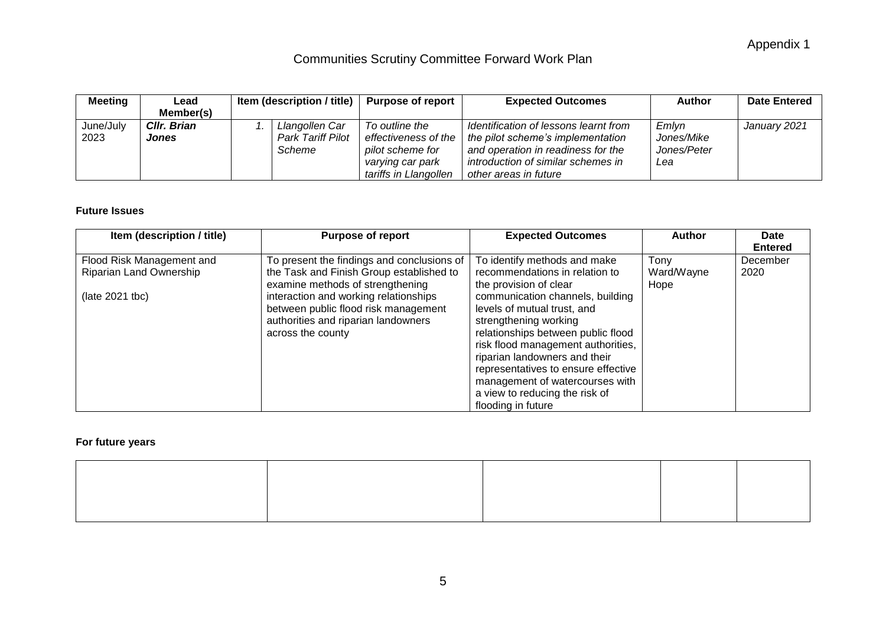Appendix 1

# Communities Scrutiny Committee Forward Work Plan

| Meeting | Lead Member(s) | Item (description / title) | | Purpose of report | Expected Outcomes | Author | Date Entered |
|---|---|---|---|---|---|---|---|
| June/July 2023 | ***Cllr. Brian Jones*** | *1.* | *Llangollen Car Park Tariff Pilot Scheme* | *To outline the effectiveness of the pilot scheme for varying car park tariffs in Llangollen* | *Identification of lessons learnt from the pilot scheme's implementation and operation in readiness for the introduction of similar schemes in other areas in future* | *Emlyn Jones/Mike Jones/Peter Lea* | *January 2021* |

**Future Issues**

| Item (description / title) | Purpose of report | Expected Outcomes | Author | Date Entered |
|---|---|---|---|---|
| Flood Risk Management and Riparian Land Ownership<br><br>(late 2021 tbc) | To present the findings and conclusions of the Task and Finish Group established to examine methods of strengthening interaction and working relationships between public flood risk management authorities and riparian landowners across the county | To identify methods and make recommendations in relation to the provision of clear communication channels, building levels of mutual trust, and strengthening working relationships between public flood risk flood management authorities, riparian landowners and their representatives to ensure effective management of watercourses with a view to reducing the risk of flooding in future | Tony Ward/Wayne Hope | December 2020 |

**For future years**

| | | | | |
|---|---|---|---|---|
| | | | | |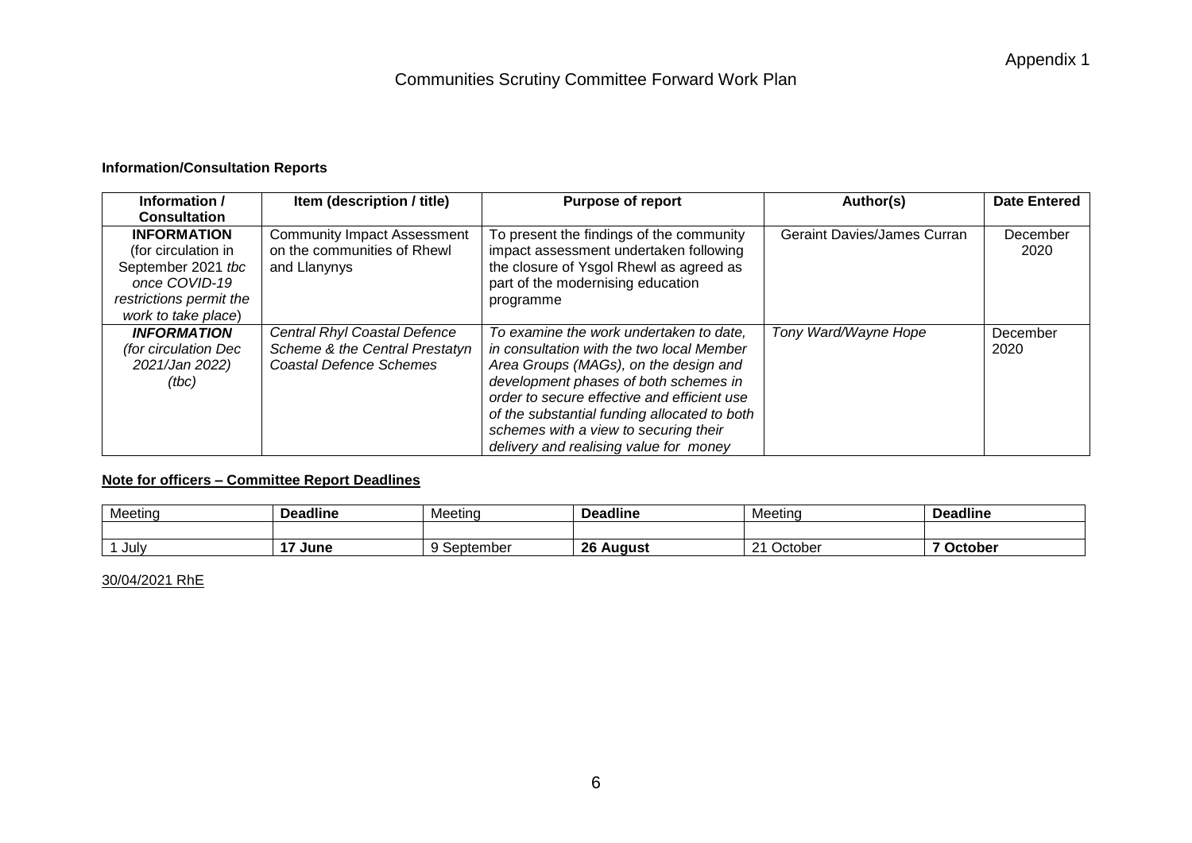Appendix 1

# Communities Scrutiny Committee Forward Work Plan

**Information/Consultation Reports**

| Information / Consultation | Item (description / title) | Purpose of report | Author(s) | Date Entered |
|---|---|---|---|---|
| **INFORMATION** (for circulation in September 2021 *tbc once COVID-19 restrictions permit the work to take place*) | Community Impact Assessment on the communities of Rhewl and Llanynys | To present the findings of the community impact assessment undertaken following the closure of Ysgol Rhewl as agreed as part of the modernising education programme | Geraint Davies/James Curran | December 2020 |
| ***INFORMATION*** *(for circulation Dec 2021/Jan 2022) (tbc)* | *Central Rhyl Coastal Defence Scheme & the Central Prestatyn Coastal Defence Schemes* | *To examine the work undertaken to date, in consultation with the two local Member Area Groups (MAGs), on the design and development phases of both schemes in order to secure effective and efficient use of the substantial funding allocated to both schemes with a view to securing their delivery and realising value for money* | *Tony Ward/Wayne Hope* | December 2020 |

**Note for officers – Committee Report Deadlines**

| Meeting | **Deadline** | Meeting | **Deadline** | Meeting | **Deadline** |
|---|---|---|---|---|---|
| | | | | | |
| 1 July | **17 June** | 9 September | **26 August** | 21 October | **7 October** |

30/04/2021 RhE